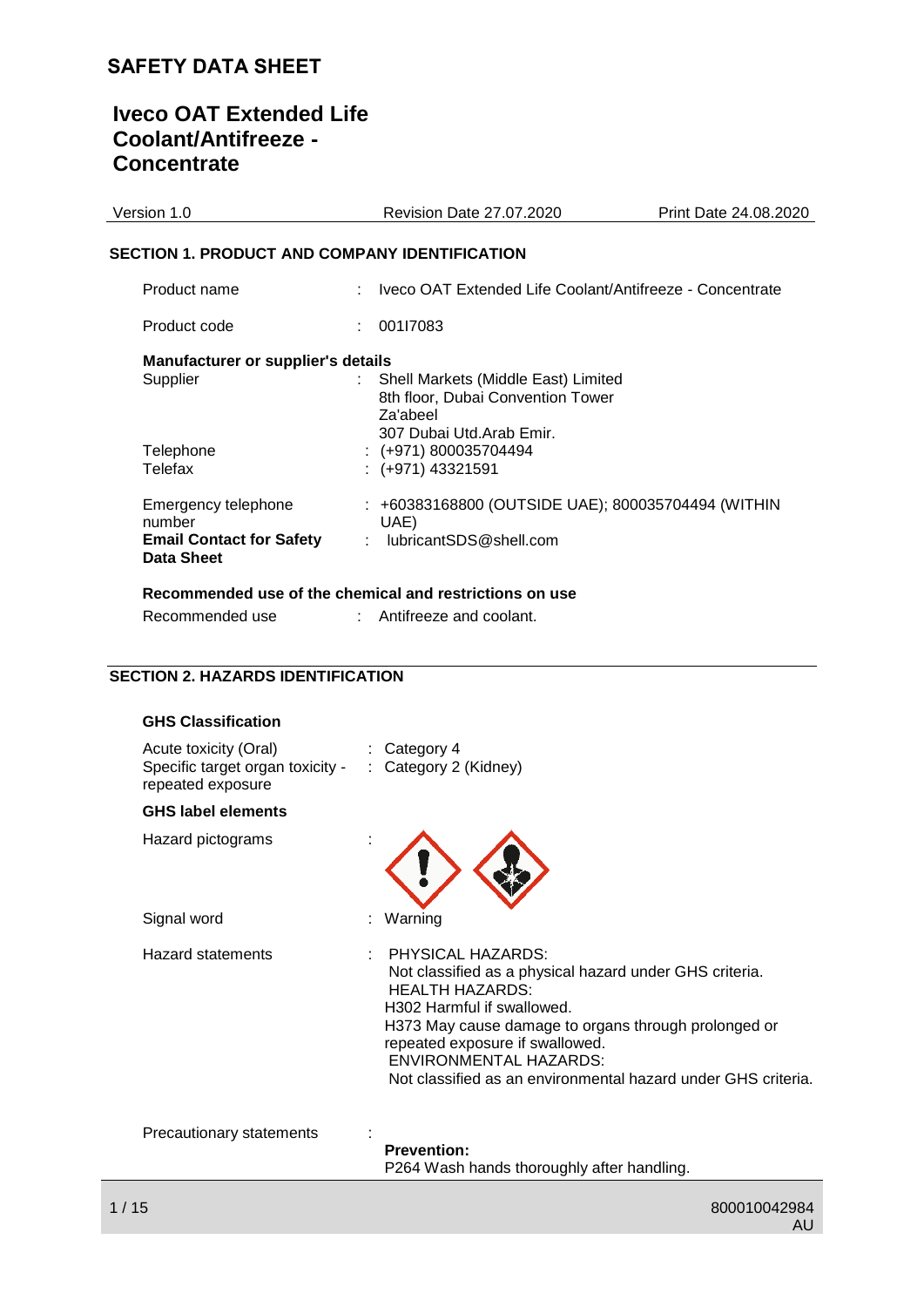# SAFETY DATA SHEET

# Iveco OAT Extended Life Coolant/Antifreeze - Concentrate

Version 1.0 | Revision Date 27.07.2020 | Print Date 24.08.2020

## SECTION 1. PRODUCT AND COMPANY IDENTIFICATION

Product name : Iveco OAT Extended Life Coolant/Antifreeze - Concentrate

Product code : 001I7083

**Manufacturer or supplier's details**

Supplier : Shell Markets (Middle East) Limited
8th floor, Dubai Convention Tower
Za'abeel
307 Dubai Utd.Arab Emir.

Telephone : (+971) 800035704494

Telefax : (+971) 43321591

Emergency telephone number : +60383168800 (OUTSIDE UAE); 800035704494 (WITHIN UAE)

**Email Contact for Safety Data Sheet** : lubricantSDS@shell.com

**Recommended use of the chemical and restrictions on use**

Recommended use : Antifreeze and coolant.

## SECTION 2. HAZARDS IDENTIFICATION

**GHS Classification**

Acute toxicity (Oral) : Category 4

Specific target organ toxicity - repeated exposure : Category 2 (Kidney)

**GHS label elements**

Hazard pictograms :

Signal word : Warning

Hazard statements : PHYSICAL HAZARDS:
Not classified as a physical hazard under GHS criteria.
HEALTH HAZARDS:
H302 Harmful if swallowed.
H373 May cause damage to organs through prolonged or repeated exposure if swallowed.
ENVIRONMENTAL HAZARDS:
Not classified as an environmental hazard under GHS criteria.

Precautionary statements :
**Prevention:**
P264 Wash hands thoroughly after handling.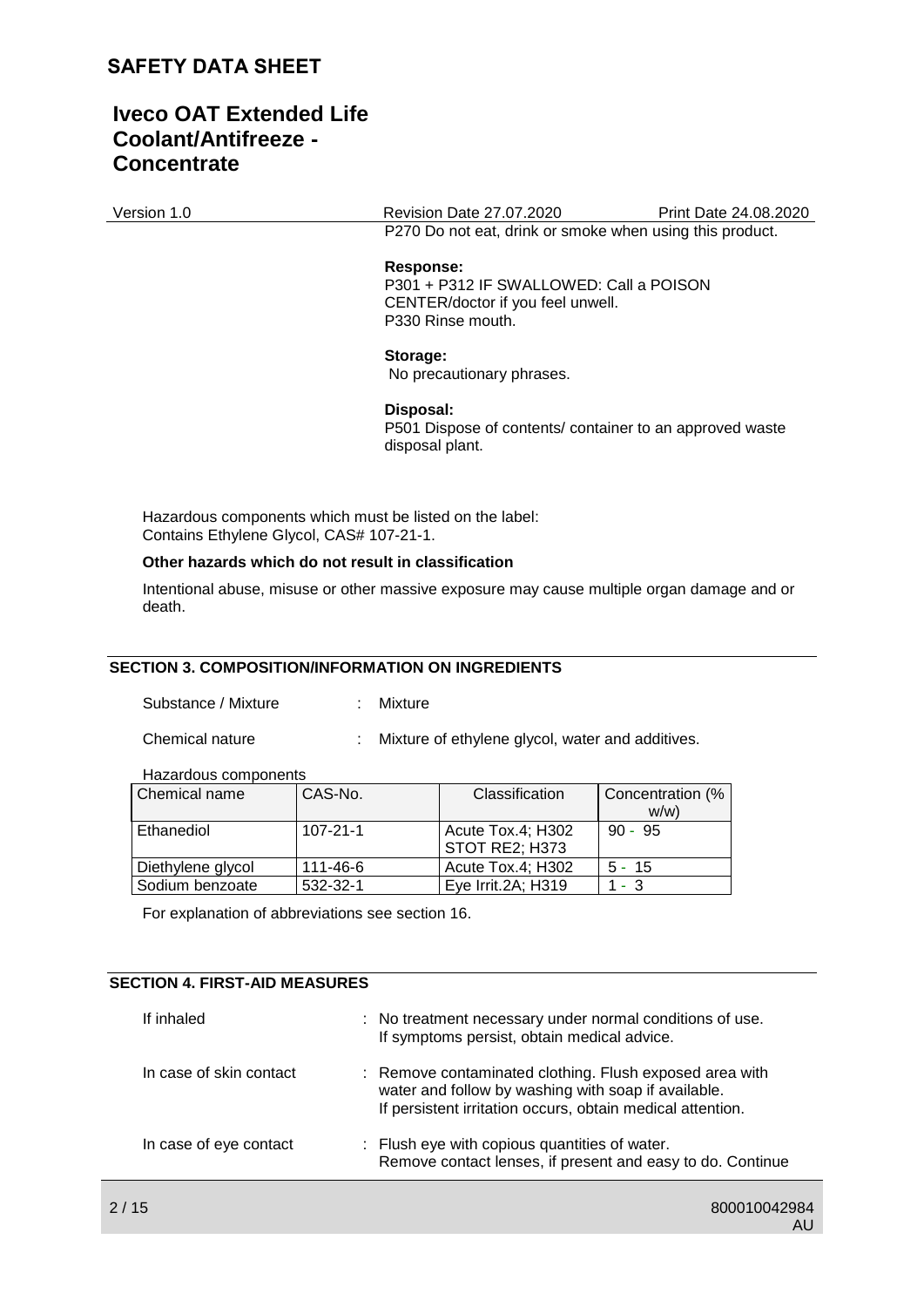P270 Do not eat, drink or smoke when using this product.

**Response:**
P301 + P312 IF SWALLOWED: Call a POISON CENTER/doctor if you feel unwell.
P330 Rinse mouth.

**Storage:**
No precautionary phrases.

**Disposal:**
P501 Dispose of contents/ container to an approved waste disposal plant.

Hazardous components which must be listed on the label:
Contains Ethylene Glycol, CAS# 107-21-1.

**Other hazards which do not result in classification**

Intentional abuse, misuse or other massive exposure may cause multiple organ damage and or death.

## SECTION 3. COMPOSITION/INFORMATION ON INGREDIENTS

Substance / Mixture : Mixture

Chemical nature : Mixture of ethylene glycol, water and additives.

Hazardous components

| Chemical name | CAS-No. | Classification | Concentration (% w/w) |
|---|---|---|---|
| Ethanediol | 107-21-1 | Acute Tox.4; H302<br>STOT RE2; H373 | 90 - 95 |
| Diethylene glycol | 111-46-6 | Acute Tox.4; H302 | 5 - 15 |
| Sodium benzoate | 532-32-1 | Eye Irrit.2A; H319 | 1 - 3 |

For explanation of abbreviations see section 16.

## SECTION 4. FIRST-AID MEASURES

If inhaled : No treatment necessary under normal conditions of use. If symptoms persist, obtain medical advice.

In case of skin contact : Remove contaminated clothing. Flush exposed area with water and follow by washing with soap if available. If persistent irritation occurs, obtain medical attention.

In case of eye contact : Flush eye with copious quantities of water. Remove contact lenses, if present and easy to do. Continue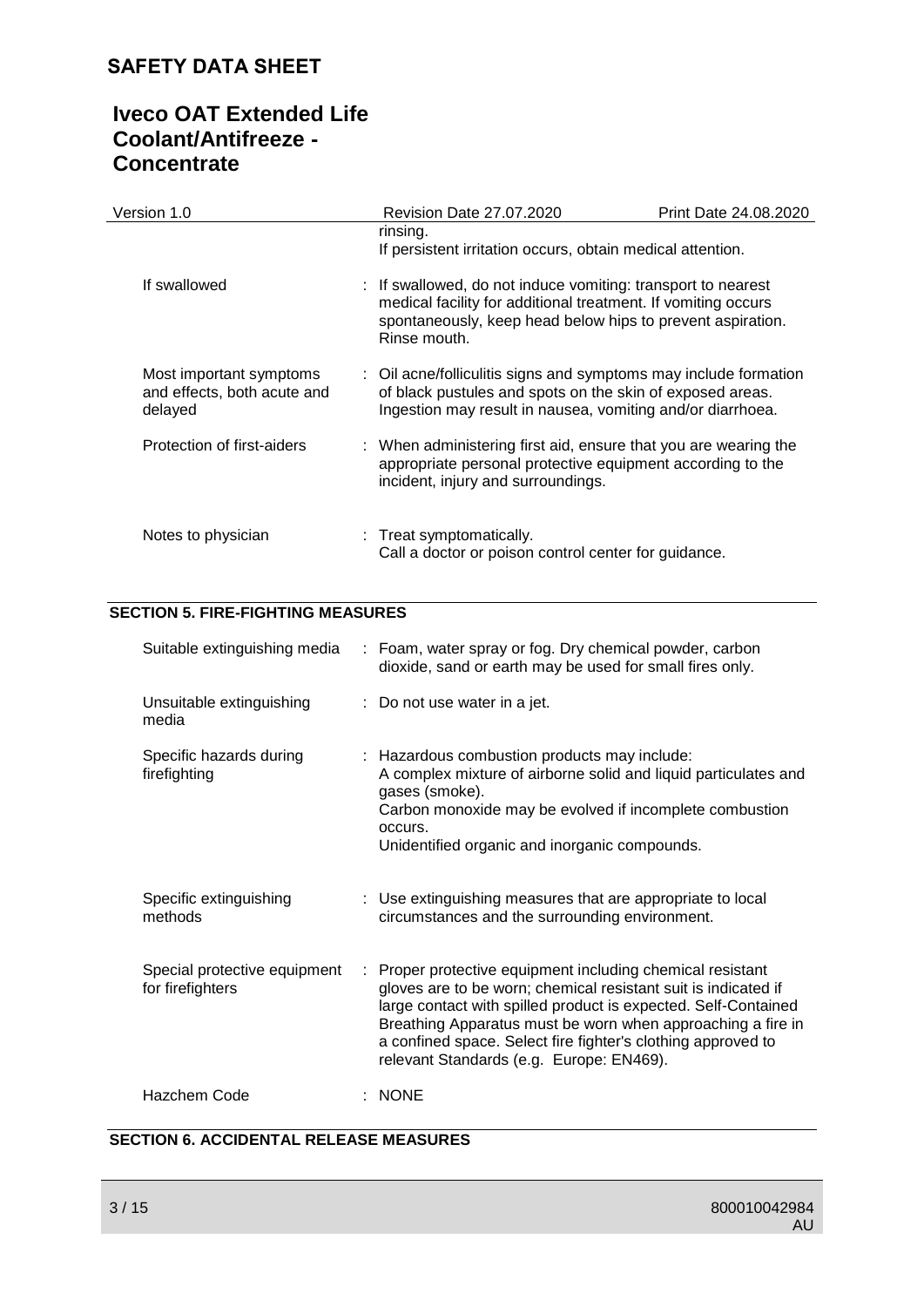rinsing.
If persistent irritation occurs, obtain medical attention.

| | |
|---|---|
| If swallowed | : If swallowed, do not induce vomiting: transport to nearest medical facility for additional treatment. If vomiting occurs spontaneously, keep head below hips to prevent aspiration. Rinse mouth. |
| Most important symptoms and effects, both acute and delayed | : Oil acne/folliculitis signs and symptoms may include formation of black pustules and spots on the skin of exposed areas. Ingestion may result in nausea, vomiting and/or diarrhoea. |
| Protection of first-aiders | : When administering first aid, ensure that you are wearing the appropriate personal protective equipment according to the incident, injury and surroundings. |
| Notes to physician | : Treat symptomatically. Call a doctor or poison control center for guidance. |

## SECTION 5. FIRE-FIGHTING MEASURES

| | |
|---|---|
| Suitable extinguishing media | : Foam, water spray or fog. Dry chemical powder, carbon dioxide, sand or earth may be used for small fires only. |
| Unsuitable extinguishing media | : Do not use water in a jet. |
| Specific hazards during firefighting | : Hazardous combustion products may include: A complex mixture of airborne solid and liquid particulates and gases (smoke). Carbon monoxide may be evolved if incomplete combustion occurs. Unidentified organic and inorganic compounds. |
| Specific extinguishing methods | : Use extinguishing measures that are appropriate to local circumstances and the surrounding environment. |
| Special protective equipment for firefighters | : Proper protective equipment including chemical resistant gloves are to be worn; chemical resistant suit is indicated if large contact with spilled product is expected. Self-Contained Breathing Apparatus must be worn when approaching a fire in a confined space. Select fire fighter's clothing approved to relevant Standards (e.g. Europe: EN469). |
| Hazchem Code | : NONE |

## SECTION 6. ACCIDENTAL RELEASE MEASURES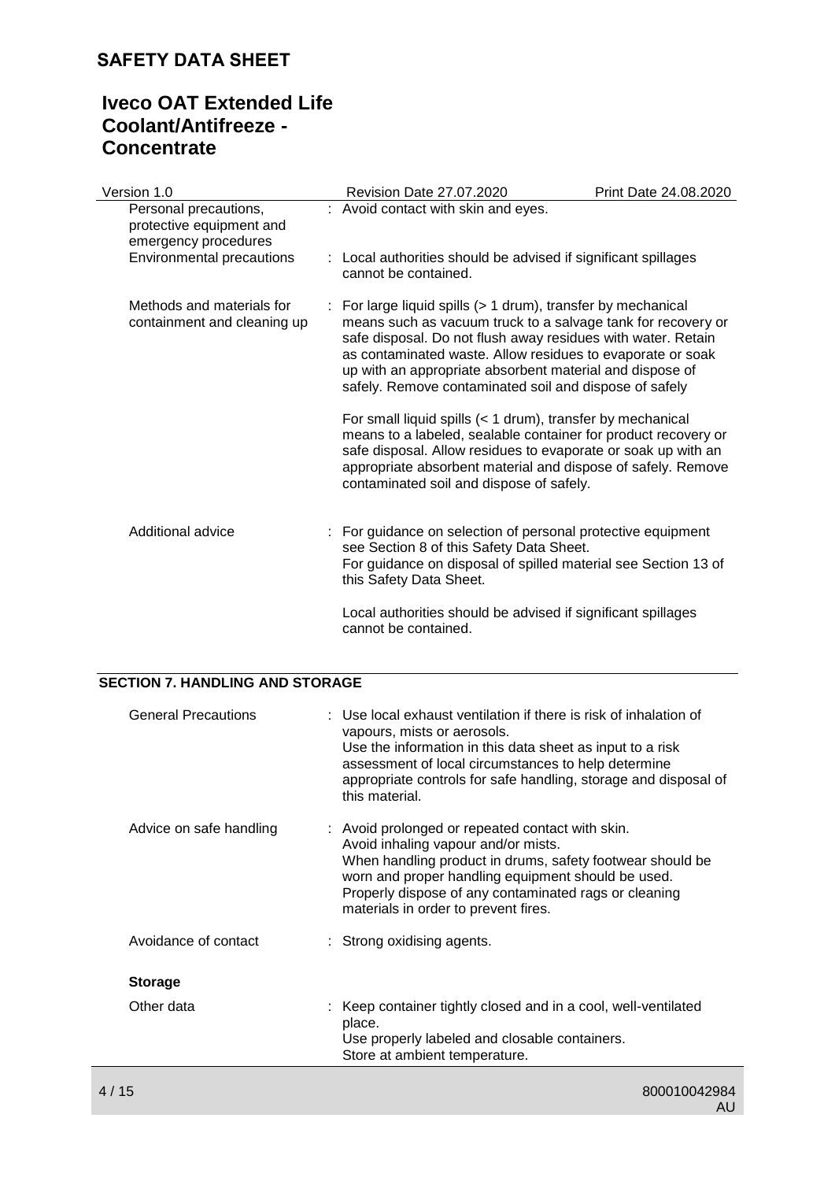| | |
|---|---|
| Personal precautions, protective equipment and emergency procedures | : Avoid contact with skin and eyes. |
| Environmental precautions | : Local authorities should be advised if significant spillages cannot be contained. |
| Methods and materials for containment and cleaning up | : For large liquid spills (> 1 drum), transfer by mechanical means such as vacuum truck to a salvage tank for recovery or safe disposal. Do not flush away residues with water. Retain as contaminated waste. Allow residues to evaporate or soak up with an appropriate absorbent material and dispose of safely. Remove contaminated soil and dispose of safely<br><br>For small liquid spills (< 1 drum), transfer by mechanical means to a labeled, sealable container for product recovery or safe disposal. Allow residues to evaporate or soak up with an appropriate absorbent material and dispose of safely. Remove contaminated soil and dispose of safely. |
| Additional advice | : For guidance on selection of personal protective equipment see Section 8 of this Safety Data Sheet.<br>For guidance on disposal of spilled material see Section 13 of this Safety Data Sheet.<br><br>Local authorities should be advised if significant spillages cannot be contained. |

## SECTION 7. HANDLING AND STORAGE

| | |
|---|---|
| General Precautions | : Use local exhaust ventilation if there is risk of inhalation of vapours, mists or aerosols.<br>Use the information in this data sheet as input to a risk assessment of local circumstances to help determine appropriate controls for safe handling, storage and disposal of this material. |
| Advice on safe handling | : Avoid prolonged or repeated contact with skin.<br>Avoid inhaling vapour and/or mists.<br>When handling product in drums, safety footwear should be worn and proper handling equipment should be used.<br>Properly dispose of any contaminated rags or cleaning materials in order to prevent fires. |
| Avoidance of contact | : Strong oxidising agents. |

**Storage**

| | |
|---|---|
| Other data | : Keep container tightly closed and in a cool, well-ventilated place.<br>Use properly labeled and closable containers.<br>Store at ambient temperature. |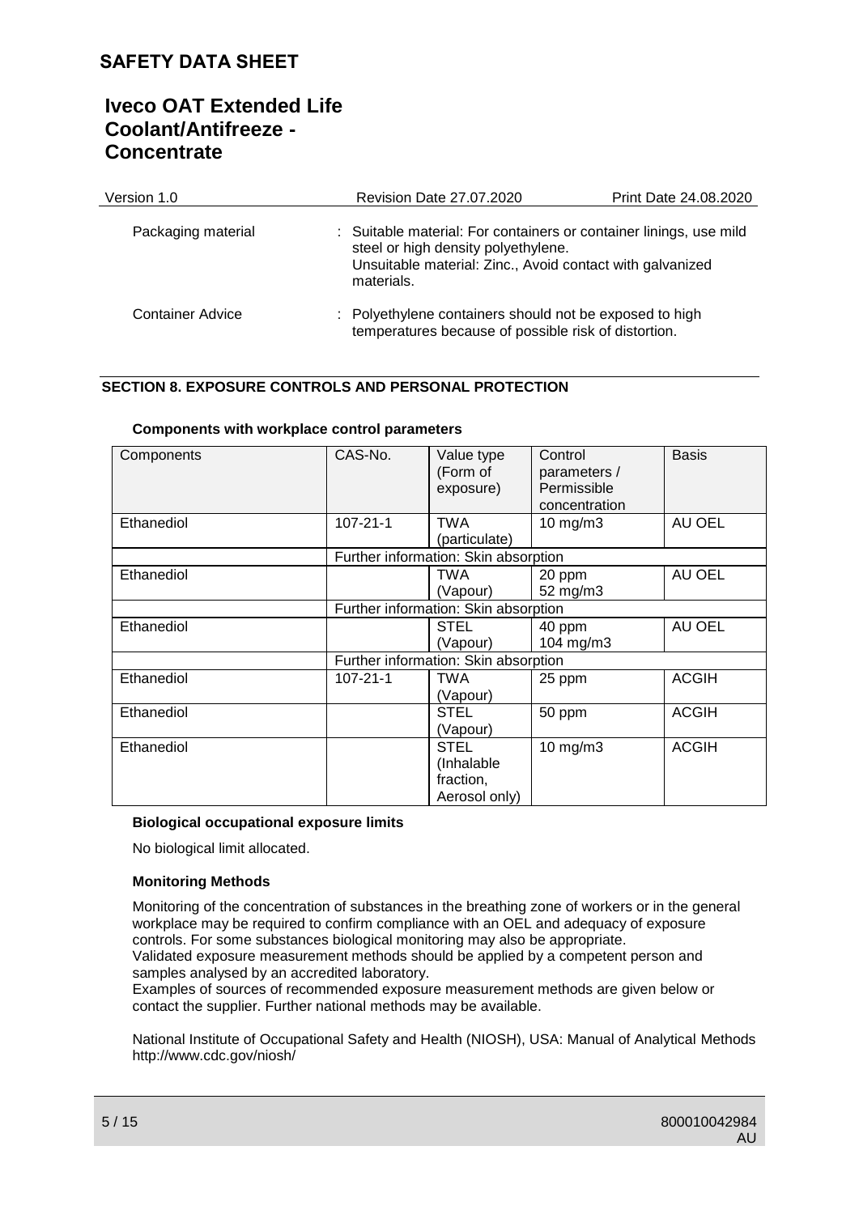| Packaging material | : Suitable material: For containers or container linings, use mild steel or high density polyethylene. Unsuitable material: Zinc., Avoid contact with galvanized materials. |
|---|---|
| Container Advice | : Polyethylene containers should not be exposed to high temperatures because of possible risk of distortion. |

## SECTION 8. EXPOSURE CONTROLS AND PERSONAL PROTECTION

**Components with workplace control parameters**

| Components | CAS-No. | Value type (Form of exposure) | Control parameters / Permissible concentration | Basis |
|---|---|---|---|---|
| Ethanediol | 107-21-1 | TWA (particulate) | 10 mg/m3 | AU OEL |
| | Further information: Skin absorption | | | |
| Ethanediol | | TWA (Vapour) | 20 ppm 52 mg/m3 | AU OEL |
| | Further information: Skin absorption | | | |
| Ethanediol | | STEL (Vapour) | 40 ppm 104 mg/m3 | AU OEL |
| | Further information: Skin absorption | | | |
| Ethanediol | 107-21-1 | TWA (Vapour) | 25 ppm | ACGIH |
| Ethanediol | | STEL (Vapour) | 50 ppm | ACGIH |
| Ethanediol | | STEL (Inhalable fraction, Aerosol only) | 10 mg/m3 | ACGIH |

**Biological occupational exposure limits**

No biological limit allocated.

**Monitoring Methods**

Monitoring of the concentration of substances in the breathing zone of workers or in the general workplace may be required to confirm compliance with an OEL and adequacy of exposure controls. For some substances biological monitoring may also be appropriate.
Validated exposure measurement methods should be applied by a competent person and samples analysed by an accredited laboratory.
Examples of sources of recommended exposure measurement methods are given below or contact the supplier. Further national methods may be available.

National Institute of Occupational Safety and Health (NIOSH), USA: Manual of Analytical Methods http://www.cdc.gov/niosh/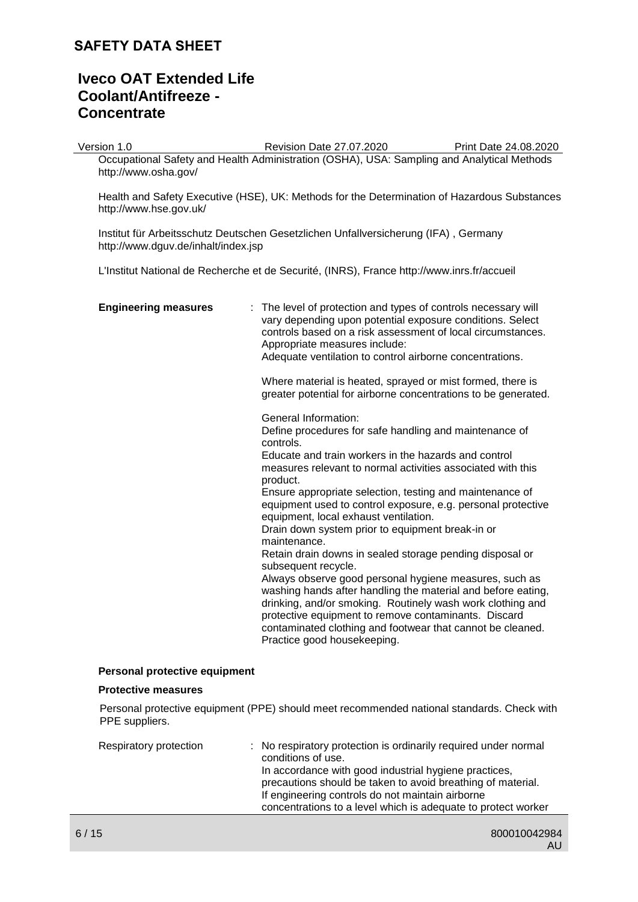Occupational Safety and Health Administration (OSHA), USA: Sampling and Analytical Methods http://www.osha.gov/

Health and Safety Executive (HSE), UK: Methods for the Determination of Hazardous Substances http://www.hse.gov.uk/

Institut für Arbeitsschutz Deutschen Gesetzlichen Unfallversicherung (IFA) , Germany http://www.dguv.de/inhalt/index.jsp

L'Institut National de Recherche et de Securité, (INRS), France http://www.inrs.fr/accueil

**Engineering measures** : The level of protection and types of controls necessary will vary depending upon potential exposure conditions. Select controls based on a risk assessment of local circumstances. Appropriate measures include:
Adequate ventilation to control airborne concentrations.

Where material is heated, sprayed or mist formed, there is greater potential for airborne concentrations to be generated.

General Information:
Define procedures for safe handling and maintenance of controls.
Educate and train workers in the hazards and control measures relevant to normal activities associated with this product.
Ensure appropriate selection, testing and maintenance of equipment used to control exposure, e.g. personal protective equipment, local exhaust ventilation.
Drain down system prior to equipment break-in or maintenance.
Retain drain downs in sealed storage pending disposal or subsequent recycle.
Always observe good personal hygiene measures, such as washing hands after handling the material and before eating, drinking, and/or smoking. Routinely wash work clothing and protective equipment to remove contaminants. Discard contaminated clothing and footwear that cannot be cleaned. Practice good housekeeping.

**Personal protective equipment**

**Protective measures**

Personal protective equipment (PPE) should meet recommended national standards. Check with PPE suppliers.

Respiratory protection : No respiratory protection is ordinarily required under normal conditions of use.
In accordance with good industrial hygiene practices, precautions should be taken to avoid breathing of material.
If engineering controls do not maintain airborne concentrations to a level which is adequate to protect worker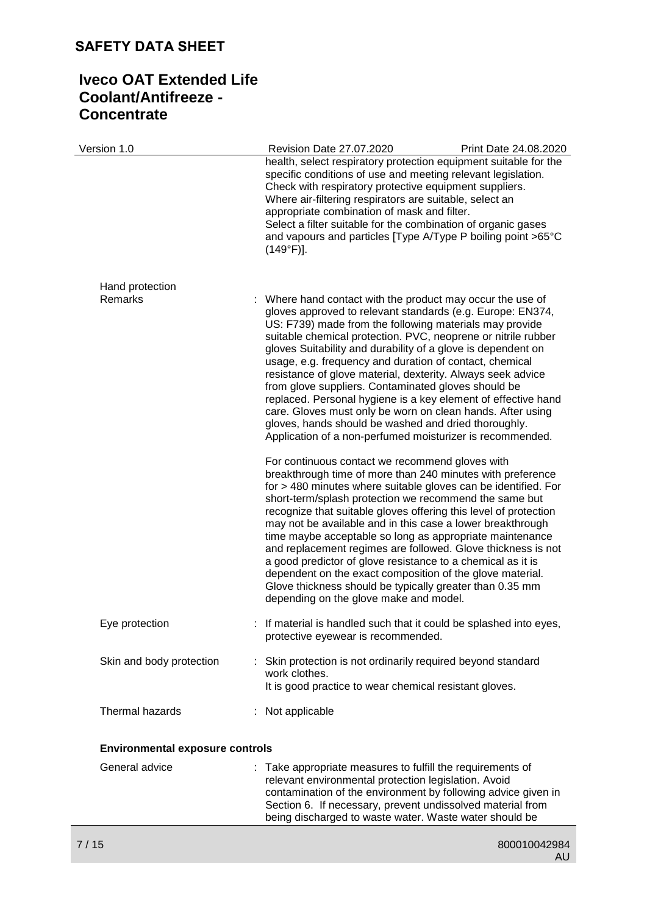health, select respiratory protection equipment suitable for the specific conditions of use and meeting relevant legislation. Check with respiratory protective equipment suppliers. Where air-filtering respirators are suitable, select an appropriate combination of mask and filter. Select a filter suitable for the combination of organic gases and vapours and particles [Type A/Type P boiling point >65°C (149°F)].

Hand protection

| | |
|---|---|
| Remarks | : Where hand contact with the product may occur the use of gloves approved to relevant standards (e.g. Europe: EN374, US: F739) made from the following materials may provide suitable chemical protection. PVC, neoprene or nitrile rubber gloves Suitability and durability of a glove is dependent on usage, e.g. frequency and duration of contact, chemical resistance of glove material, dexterity. Always seek advice from glove suppliers. Contaminated gloves should be replaced. Personal hygiene is a key element of effective hand care. Gloves must only be worn on clean hands. After using gloves, hands should be washed and dried thoroughly. Application of a non-perfumed moisturizer is recommended.<br><br>For continuous contact we recommend gloves with breakthrough time of more than 240 minutes with preference for > 480 minutes where suitable gloves can be identified. For short-term/splash protection we recommend the same but recognize that suitable gloves offering this level of protection may not be available and in this case a lower breakthrough time maybe acceptable so long as appropriate maintenance and replacement regimes are followed. Glove thickness is not a good predictor of glove resistance to a chemical as it is dependent on the exact composition of the glove material. Glove thickness should be typically greater than 0.35 mm depending on the glove make and model. |
| Eye protection | : If material is handled such that it could be splashed into eyes, protective eyewear is recommended. |
| Skin and body protection | : Skin protection is not ordinarily required beyond standard work clothes.<br>It is good practice to wear chemical resistant gloves. |
| Thermal hazards | : Not applicable |

**Environmental exposure controls**

| | |
|---|---|
| General advice | : Take appropriate measures to fulfill the requirements of relevant environmental protection legislation. Avoid contamination of the environment by following advice given in Section 6. If necessary, prevent undissolved material from being discharged to waste water. Waste water should be |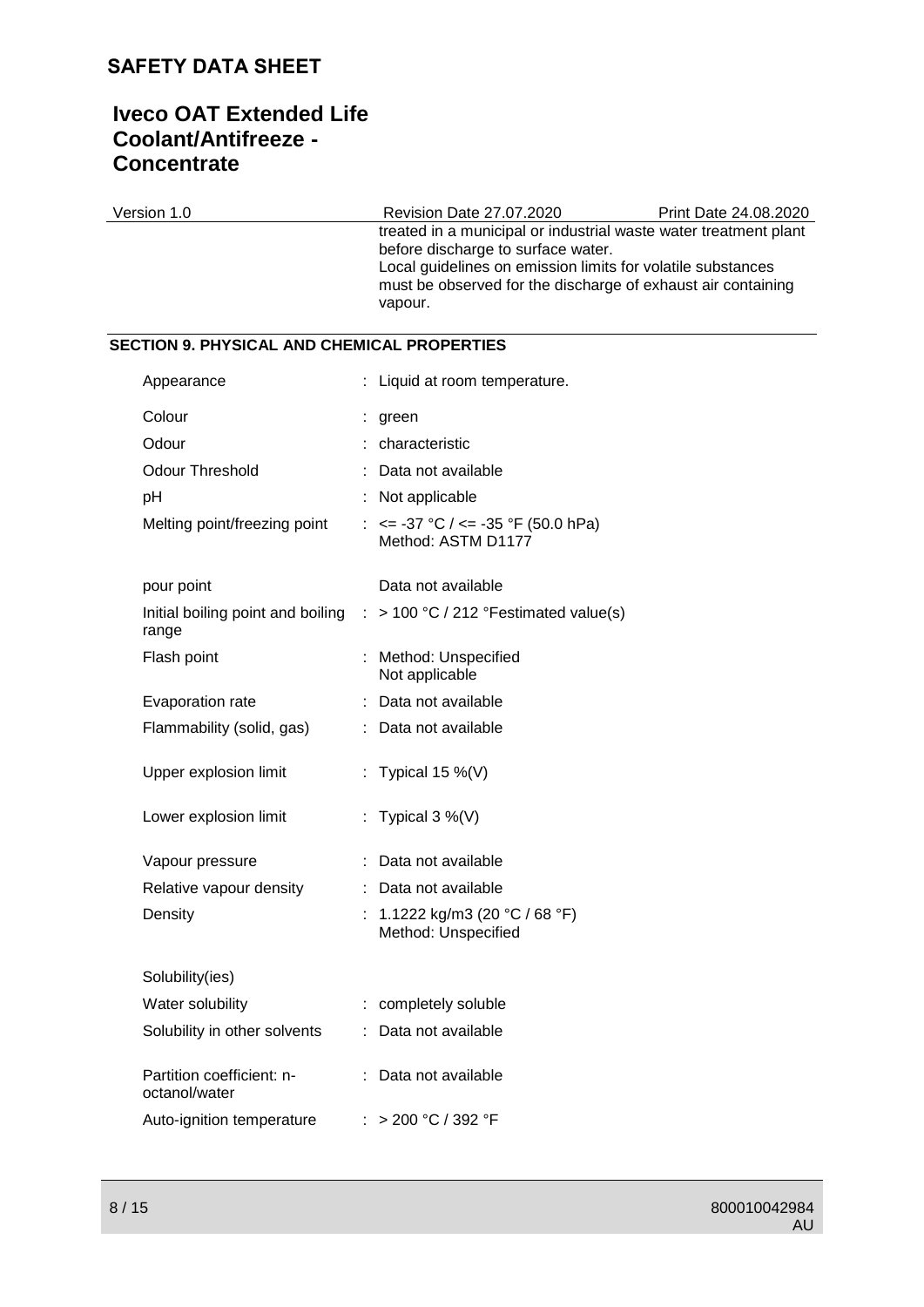treated in a municipal or industrial waste water treatment plant before discharge to surface water.
Local guidelines on emission limits for volatile substances must be observed for the discharge of exhaust air containing vapour.

## SECTION 9. PHYSICAL AND CHEMICAL PROPERTIES

| Property | | Value |
|---|---|---|
| Appearance | : | Liquid at room temperature. |
| Colour | : | green |
| Odour | : | characteristic |
| Odour Threshold | : | Data not available |
| pH | : | Not applicable |
| Melting point/freezing point | : | <= -37 °C / <= -35 °F (50.0 hPa)<br>Method: ASTM D1177 |
| pour point | | Data not available |
| Initial boiling point and boiling range | : | > 100 °C / 212 °Festimated value(s) |
| Flash point | : | Method: Unspecified<br>Not applicable |
| Evaporation rate | : | Data not available |
| Flammability (solid, gas) | : | Data not available |
| Upper explosion limit | : | Typical 15 %(V) |
| Lower explosion limit | : | Typical 3 %(V) |
| Vapour pressure | : | Data not available |
| Relative vapour density | : | Data not available |
| Density | : | 1.1222 kg/m3 (20 °C / 68 °F)<br>Method: Unspecified |
| Solubility(ies) | | |
| Water solubility | : | completely soluble |
| Solubility in other solvents | : | Data not available |
| Partition coefficient: n-octanol/water | : | Data not available |
| Auto-ignition temperature | : | > 200 °C / 392 °F |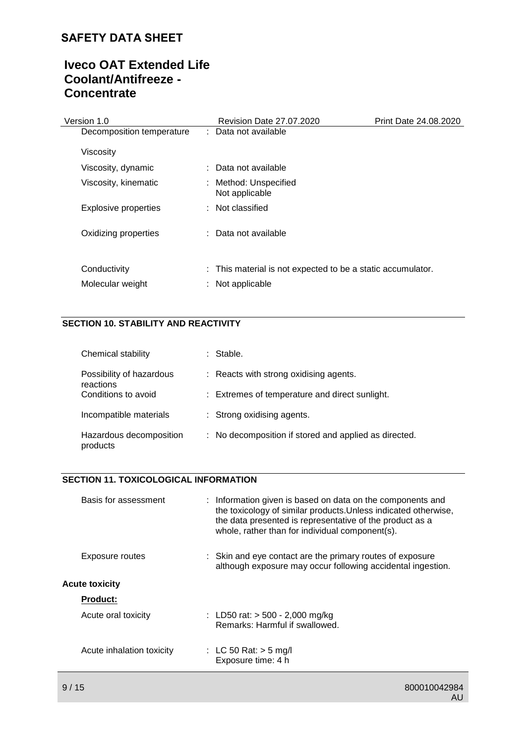| | |
|---|---|
| Decomposition temperature | : Data not available |
| Viscosity | |
| Viscosity, dynamic | : Data not available |
| Viscosity, kinematic | : Method: Unspecified<br>Not applicable |
| Explosive properties | : Not classified |
| Oxidizing properties | : Data not available |
| Conductivity | : This material is not expected to be a static accumulator. |
| Molecular weight | : Not applicable |

## SECTION 10. STABILITY AND REACTIVITY

| | |
|---|---|
| Chemical stability | : Stable. |
| Possibility of hazardous reactions | : Reacts with strong oxidising agents. |
| Conditions to avoid | : Extremes of temperature and direct sunlight. |
| Incompatible materials | : Strong oxidising agents. |
| Hazardous decomposition products | : No decomposition if stored and applied as directed. |

## SECTION 11. TOXICOLOGICAL INFORMATION

| | |
|---|---|
| Basis for assessment | : Information given is based on data on the components and the toxicology of similar products.Unless indicated otherwise, the data presented is representative of the product as a whole, rather than for individual component(s). |
| Exposure routes | : Skin and eye contact are the primary routes of exposure although exposure may occur following accidental ingestion. |

**Acute toxicity**

**Product:**

| | |
|---|---|
| Acute oral toxicity | : LD50 rat: > 500 - 2,000 mg/kg<br>Remarks: Harmful if swallowed. |
| Acute inhalation toxicity | : LC 50 Rat: > 5 mg/l<br>Exposure time: 4 h |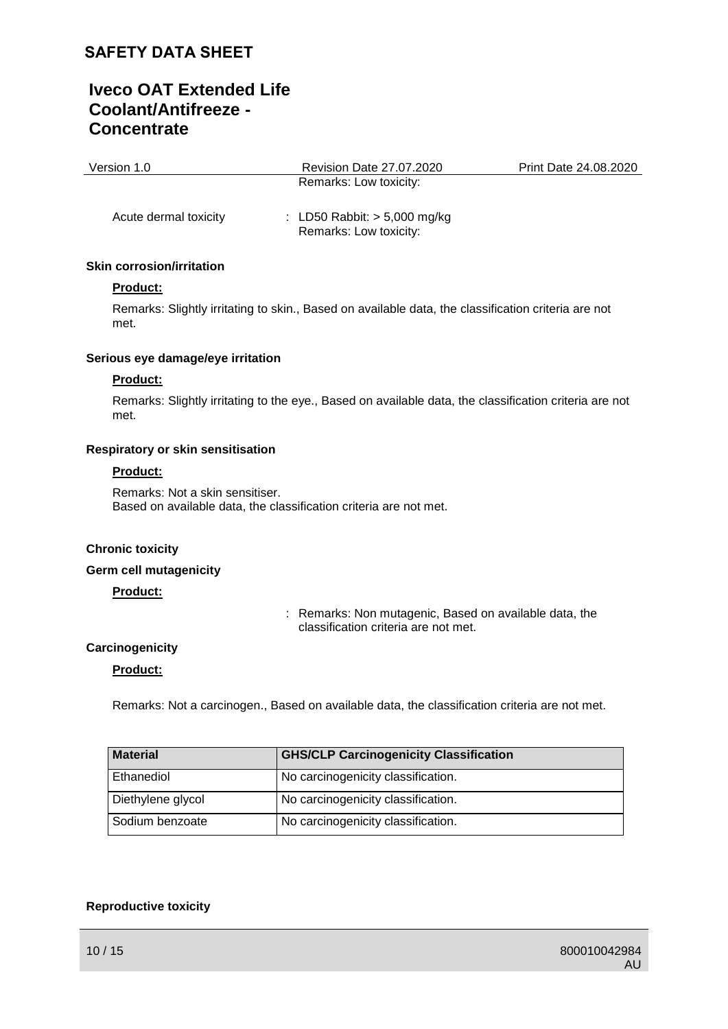Remarks: Low toxicity:

Acute dermal toxicity : LD50 Rabbit: > 5,000 mg/kg
Remarks: Low toxicity:

**Skin corrosion/irritation**

**Product:**

Remarks: Slightly irritating to skin., Based on available data, the classification criteria are not met.

**Serious eye damage/eye irritation**

**Product:**

Remarks: Slightly irritating to the eye., Based on available data, the classification criteria are not met.

**Respiratory or skin sensitisation**

**Product:**

Remarks: Not a skin sensitiser.
Based on available data, the classification criteria are not met.

**Chronic toxicity**

**Germ cell mutagenicity**

**Product:**

: Remarks: Non mutagenic, Based on available data, the classification criteria are not met.

**Carcinogenicity**

**Product:**

Remarks: Not a carcinogen., Based on available data, the classification criteria are not met.

| Material | GHS/CLP Carcinogenicity Classification |
|---|---|
| Ethanediol | No carcinogenicity classification. |
| Diethylene glycol | No carcinogenicity classification. |
| Sodium benzoate | No carcinogenicity classification. |

**Reproductive toxicity**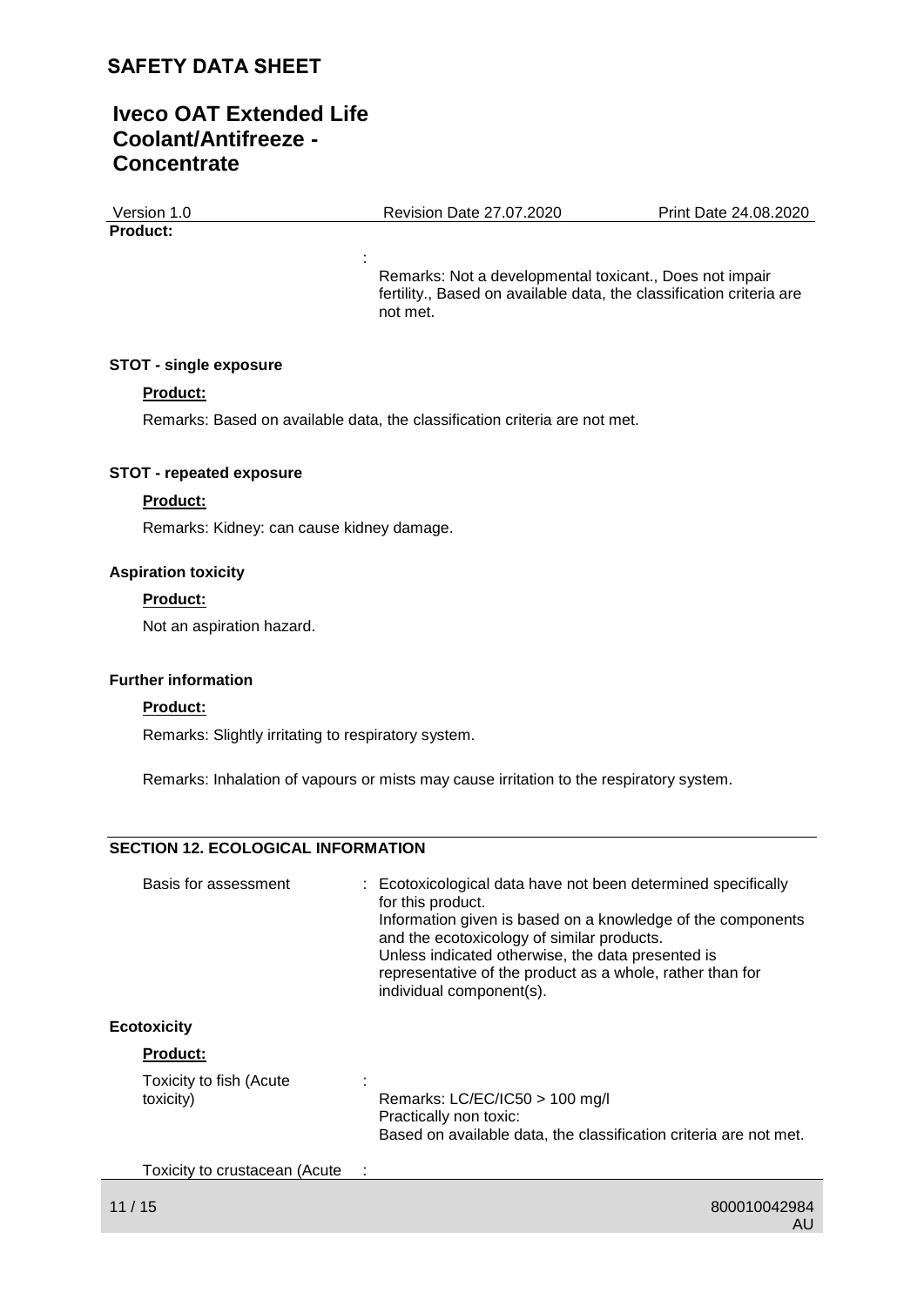**Product:**

: Remarks: Not a developmental toxicant., Does not impair fertility., Based on available data, the classification criteria are not met.

**STOT - single exposure**

**Product:**

Remarks: Based on available data, the classification criteria are not met.

**STOT - repeated exposure**

**Product:**

Remarks: Kidney: can cause kidney damage.

**Aspiration toxicity**

**Product:**

Not an aspiration hazard.

**Further information**

**Product:**

Remarks: Slightly irritating to respiratory system.

Remarks: Inhalation of vapours or mists may cause irritation to the respiratory system.

## SECTION 12. ECOLOGICAL INFORMATION

Basis for assessment : Ecotoxicological data have not been determined specifically for this product.
Information given is based on a knowledge of the components and the ecotoxicology of similar products.
Unless indicated otherwise, the data presented is representative of the product as a whole, rather than for individual component(s).

**Ecotoxicity**

**Product:**

Toxicity to fish (Acute toxicity) : Remarks: LC/EC/IC50 > 100 mg/l
Practically non toxic:
Based on available data, the classification criteria are not met.

Toxicity to crustacean (Acute :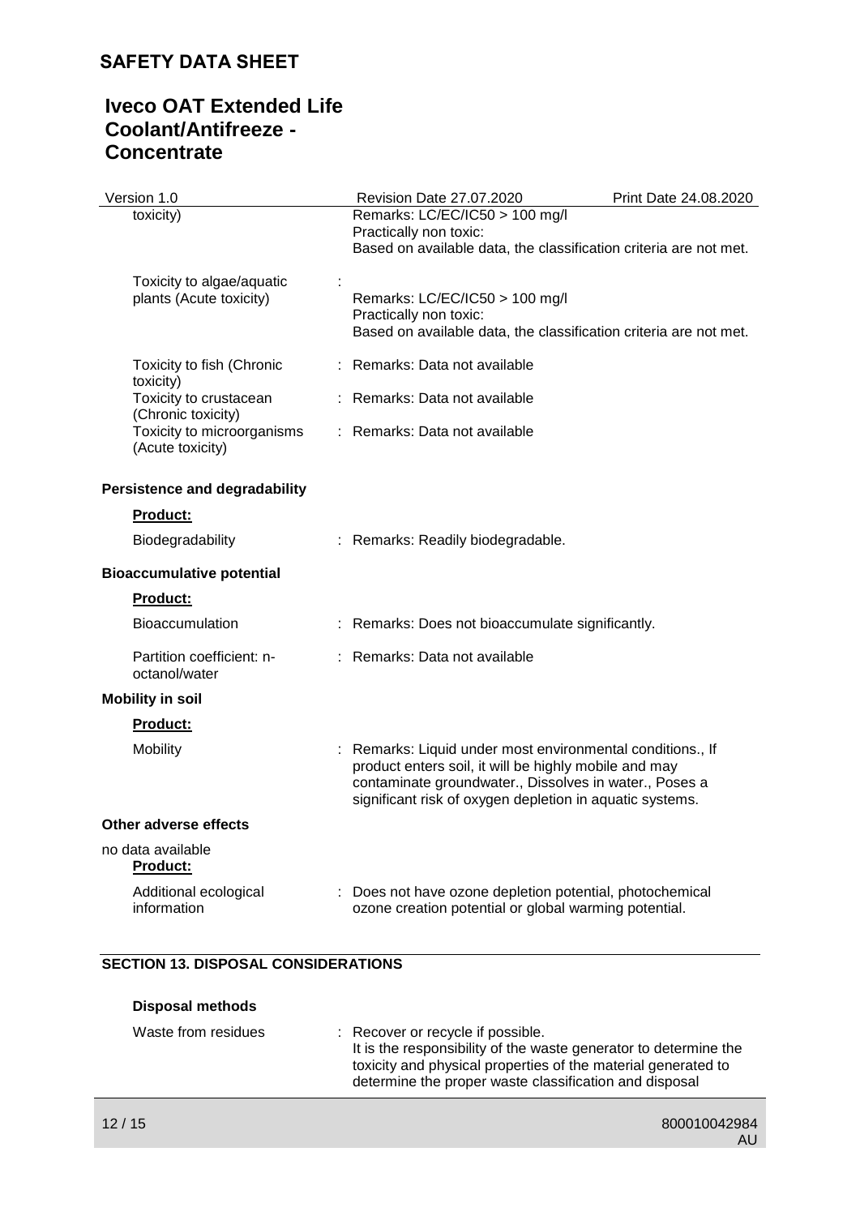| | | |
|---|---|---|
| toxicity) | | Remarks: LC/EC/IC50 > 100 mg/l<br>Practically non toxic:<br>Based on available data, the classification criteria are not met. |
| Toxicity to algae/aquatic plants (Acute toxicity) | : | Remarks: LC/EC/IC50 > 100 mg/l<br>Practically non toxic:<br>Based on available data, the classification criteria are not met. |
| Toxicity to fish (Chronic toxicity) | : | Remarks: Data not available |
| Toxicity to crustacean (Chronic toxicity) | : | Remarks: Data not available |
| Toxicity to microorganisms (Acute toxicity) | : | Remarks: Data not available |

**Persistence and degradability**

**Product:**

Biodegradability : Remarks: Readily biodegradable.

**Bioaccumulative potential**

**Product:**

Bioaccumulation : Remarks: Does not bioaccumulate significantly.

Partition coefficient: n-octanol/water : Remarks: Data not available

**Mobility in soil**

**Product:**

Mobility : Remarks: Liquid under most environmental conditions., If product enters soil, it will be highly mobile and may contaminate groundwater., Dissolves in water., Poses a significant risk of oxygen depletion in aquatic systems.

**Other adverse effects**

no data available

**Product:**

Additional ecological information : Does not have ozone depletion potential, photochemical ozone creation potential or global warming potential.

## SECTION 13. DISPOSAL CONSIDERATIONS

**Disposal methods**

Waste from residues : Recover or recycle if possible.
It is the responsibility of the waste generator to determine the toxicity and physical properties of the material generated to determine the proper waste classification and disposal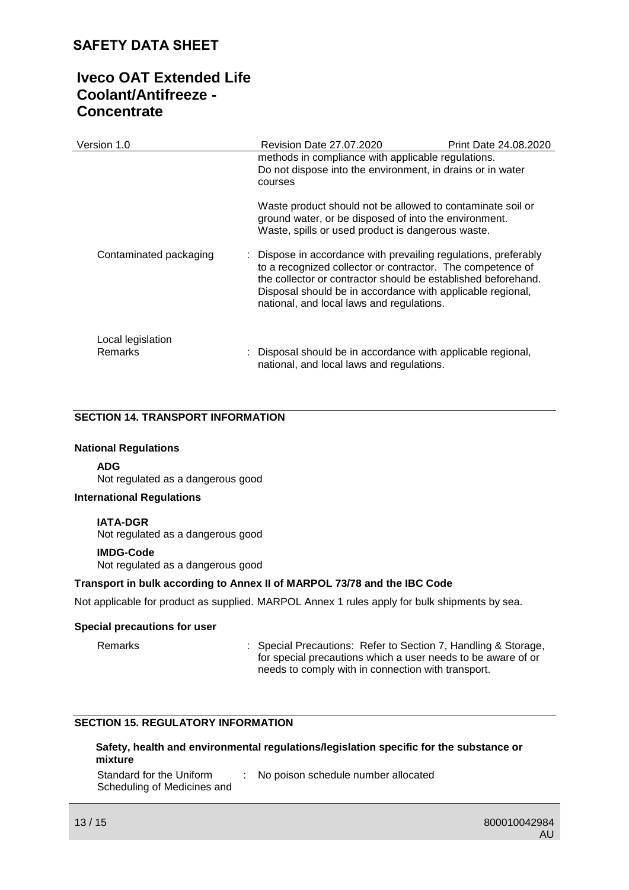methods in compliance with applicable regulations.
Do not dispose into the environment, in drains or in water courses

Waste product should not be allowed to contaminate soil or ground water, or be disposed of into the environment.
Waste, spills or used product is dangerous waste.

Contaminated packaging : Dispose in accordance with prevailing regulations, preferably to a recognized collector or contractor. The competence of the collector or contractor should be established beforehand. Disposal should be in accordance with applicable regional, national, and local laws and regulations.

Local legislation

Remarks : Disposal should be in accordance with applicable regional, national, and local laws and regulations.

## SECTION 14. TRANSPORT INFORMATION

**National Regulations**

**ADG**
Not regulated as a dangerous good

**International Regulations**

**IATA-DGR**
Not regulated as a dangerous good

**IMDG-Code**
Not regulated as a dangerous good

**Transport in bulk according to Annex II of MARPOL 73/78 and the IBC Code**

Not applicable for product as supplied. MARPOL Annex 1 rules apply for bulk shipments by sea.

**Special precautions for user**

Remarks : Special Precautions: Refer to Section 7, Handling & Storage, for special precautions which a user needs to be aware of or needs to comply with in connection with transport.

## SECTION 15. REGULATORY INFORMATION

**Safety, health and environmental regulations/legislation specific for the substance or mixture**

Standard for the Uniform Scheduling of Medicines and : No poison schedule number allocated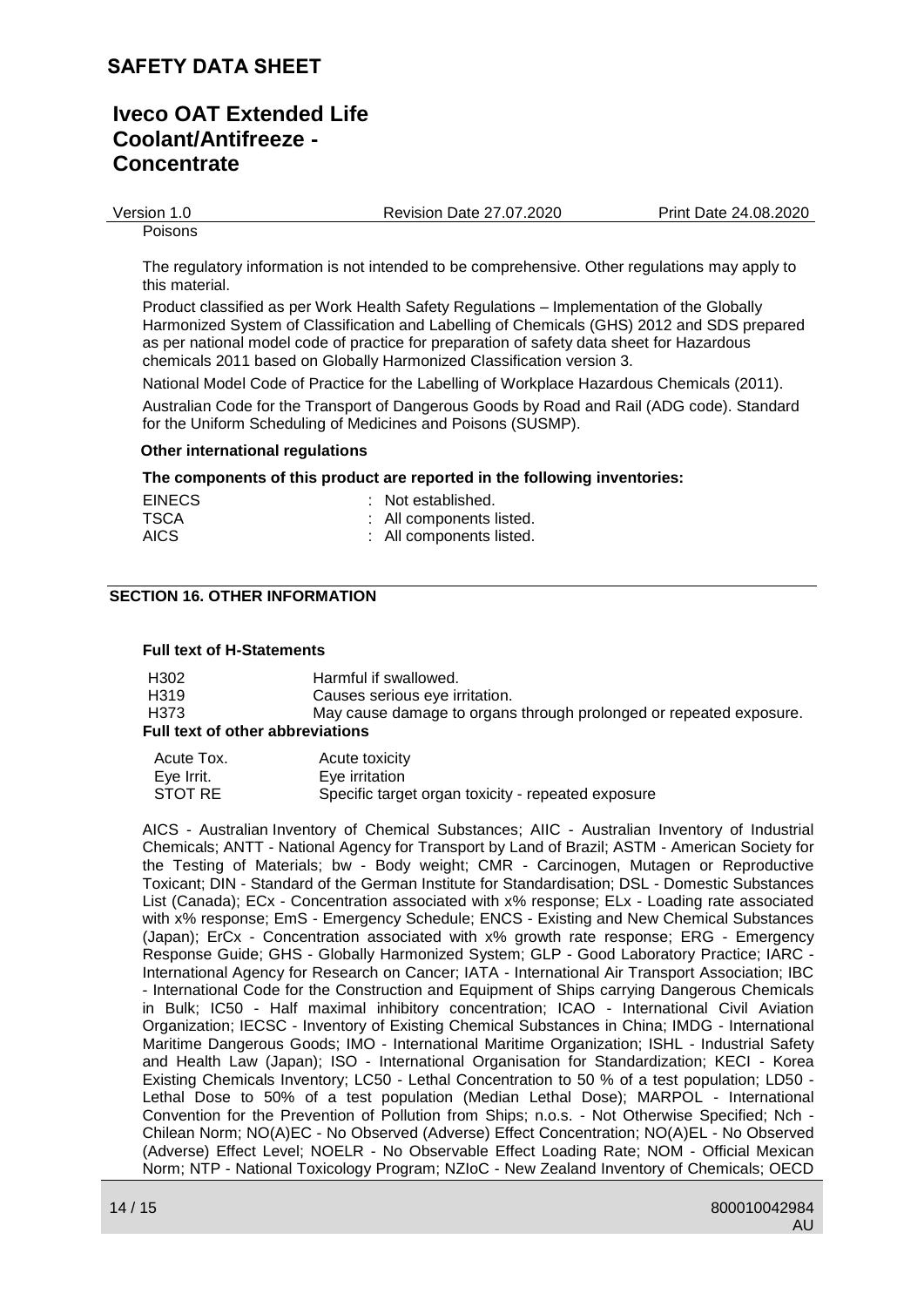Poisons

The regulatory information is not intended to be comprehensive. Other regulations may apply to this material.

Product classified as per Work Health Safety Regulations – Implementation of the Globally Harmonized System of Classification and Labelling of Chemicals (GHS) 2012 and SDS prepared as per national model code of practice for preparation of safety data sheet for Hazardous chemicals 2011 based on Globally Harmonized Classification version 3.

National Model Code of Practice for the Labelling of Workplace Hazardous Chemicals (2011).

Australian Code for the Transport of Dangerous Goods by Road and Rail (ADG code). Standard for the Uniform Scheduling of Medicines and Poisons (SUSMP).

**Other international regulations**

**The components of this product are reported in the following inventories:**

| | |
|---|---|
| EINECS | : Not established. |
| TSCA | : All components listed. |
| AICS | : All components listed. |

## SECTION 16. OTHER INFORMATION

**Full text of H-Statements**

| | |
|---|---|
| H302 | Harmful if swallowed. |
| H319 | Causes serious eye irritation. |
| H373 | May cause damage to organs through prolonged or repeated exposure. |

**Full text of other abbreviations**

| | |
|---|---|
| Acute Tox. | Acute toxicity |
| Eye Irrit. | Eye irritation |
| STOT RE | Specific target organ toxicity - repeated exposure |

AICS - Australian Inventory of Chemical Substances; AIIC - Australian Inventory of Industrial Chemicals; ANTT - National Agency for Transport by Land of Brazil; ASTM - American Society for the Testing of Materials; bw - Body weight; CMR - Carcinogen, Mutagen or Reproductive Toxicant; DIN - Standard of the German Institute for Standardisation; DSL - Domestic Substances List (Canada); ECx - Concentration associated with x% response; ELx - Loading rate associated with x% response; EmS - Emergency Schedule; ENCS - Existing and New Chemical Substances (Japan); ErCx - Concentration associated with x% growth rate response; ERG - Emergency Response Guide; GHS - Globally Harmonized System; GLP - Good Laboratory Practice; IARC - International Agency for Research on Cancer; IATA - International Air Transport Association; IBC - International Code for the Construction and Equipment of Ships carrying Dangerous Chemicals in Bulk; IC50 - Half maximal inhibitory concentration; ICAO - International Civil Aviation Organization; IECSC - Inventory of Existing Chemical Substances in China; IMDG - International Maritime Dangerous Goods; IMO - International Maritime Organization; ISHL - Industrial Safety and Health Law (Japan); ISO - International Organisation for Standardization; KECI - Korea Existing Chemicals Inventory; LC50 - Lethal Concentration to 50 % of a test population; LD50 - Lethal Dose to 50% of a test population (Median Lethal Dose); MARPOL - International Convention for the Prevention of Pollution from Ships; n.o.s. - Not Otherwise Specified; Nch - Chilean Norm; NO(A)EC - No Observed (Adverse) Effect Concentration; NO(A)EL - No Observed (Adverse) Effect Level; NOELR - No Observable Effect Loading Rate; NOM - Official Mexican Norm; NTP - National Toxicology Program; NZIoC - New Zealand Inventory of Chemicals; OECD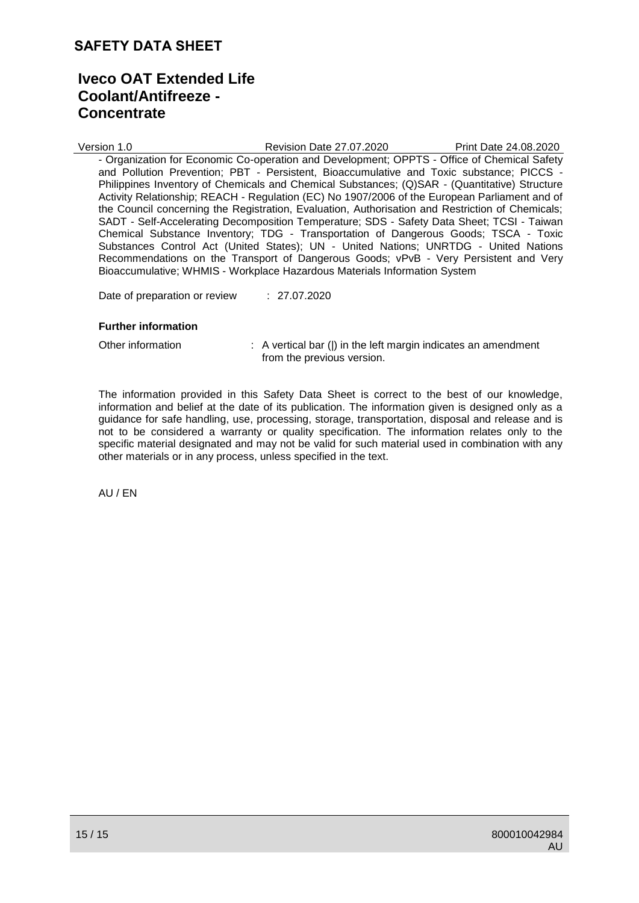- Organization for Economic Co-operation and Development; OPPTS - Office of Chemical Safety and Pollution Prevention; PBT - Persistent, Bioaccumulative and Toxic substance; PICCS - Philippines Inventory of Chemicals and Chemical Substances; (Q)SAR - (Quantitative) Structure Activity Relationship; REACH - Regulation (EC) No 1907/2006 of the European Parliament and of the Council concerning the Registration, Evaluation, Authorisation and Restriction of Chemicals; SADT - Self-Accelerating Decomposition Temperature; SDS - Safety Data Sheet; TCSI - Taiwan Chemical Substance Inventory; TDG - Transportation of Dangerous Goods; TSCA - Toxic Substances Control Act (United States); UN - United Nations; UNRTDG - United Nations Recommendations on the Transport of Dangerous Goods; vPvB - Very Persistent and Very Bioaccumulative; WHMIS - Workplace Hazardous Materials Information System

Date of preparation or review : 27.07.2020

**Further information**

Other information : A vertical bar (|) in the left margin indicates an amendment from the previous version.

The information provided in this Safety Data Sheet is correct to the best of our knowledge, information and belief at the date of its publication. The information given is designed only as a guidance for safe handling, use, processing, storage, transportation, disposal and release and is not to be considered a warranty or quality specification. The information relates only to the specific material designated and may not be valid for such material used in combination with any other materials or in any process, unless specified in the text.

AU / EN